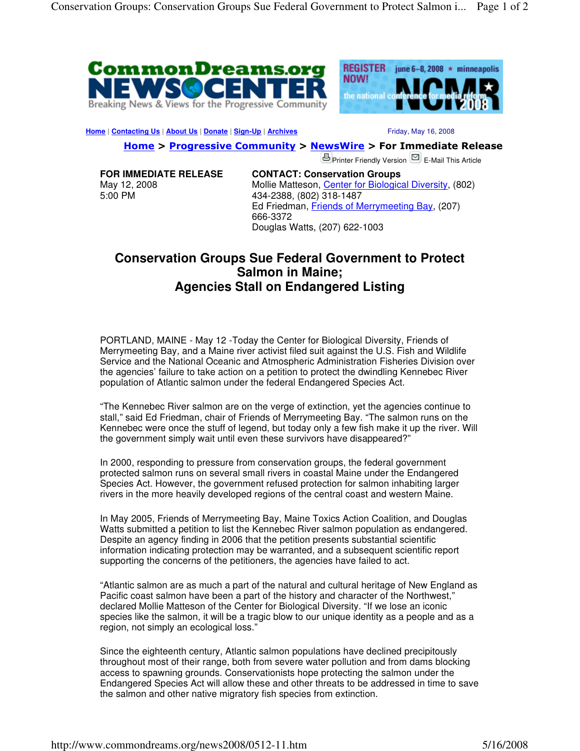Home | Contacting Us | About Us | Donate | Sign-Up | Archives

Friday, May 16, 2008

Home > Progressive Community > NewsWire > For Immediate Release

Printer Friendly Version E-Mail This Article

**FOR IMMEDIATE RELEASE**
May 12, 2008
5:00 PM

**CONTACT: Conservation Groups**
Mollie Matteson, Center for Biological Diversity, (802) 434-2388, (802) 318-1487
Ed Friedman, Friends of Merrymeeting Bay, (207) 666-3372
Douglas Watts, (207) 622-1003

# Conservation Groups Sue Federal Government to Protect Salmon in Maine; Agencies Stall on Endangered Listing

PORTLAND, MAINE - May 12 -Today the Center for Biological Diversity, Friends of Merrymeeting Bay, and a Maine river activist filed suit against the U.S. Fish and Wildlife Service and the National Oceanic and Atmospheric Administration Fisheries Division over the agencies' failure to take action on a petition to protect the dwindling Kennebec River population of Atlantic salmon under the federal Endangered Species Act.

"The Kennebec River salmon are on the verge of extinction, yet the agencies continue to stall," said Ed Friedman, chair of Friends of Merrymeeting Bay. "The salmon runs on the Kennebec were once the stuff of legend, but today only a few fish make it up the river. Will the government simply wait until even these survivors have disappeared?"

In 2000, responding to pressure from conservation groups, the federal government protected salmon runs on several small rivers in coastal Maine under the Endangered Species Act. However, the government refused protection for salmon inhabiting larger rivers in the more heavily developed regions of the central coast and western Maine.

In May 2005, Friends of Merrymeeting Bay, Maine Toxics Action Coalition, and Douglas Watts submitted a petition to list the Kennebec River salmon population as endangered. Despite an agency finding in 2006 that the petition presents substantial scientific information indicating protection may be warranted, and a subsequent scientific report supporting the concerns of the petitioners, the agencies have failed to act.

"Atlantic salmon are as much a part of the natural and cultural heritage of New England as Pacific coast salmon have been a part of the history and character of the Northwest," declared Mollie Matteson of the Center for Biological Diversity. "If we lose an iconic species like the salmon, it will be a tragic blow to our unique identity as a people and as a region, not simply an ecological loss."

Since the eighteenth century, Atlantic salmon populations have declined precipitously throughout most of their range, both from severe water pollution and from dams blocking access to spawning grounds. Conservationists hope protecting the salmon under the Endangered Species Act will allow these and other threats to be addressed in time to save the salmon and other native migratory fish species from extinction.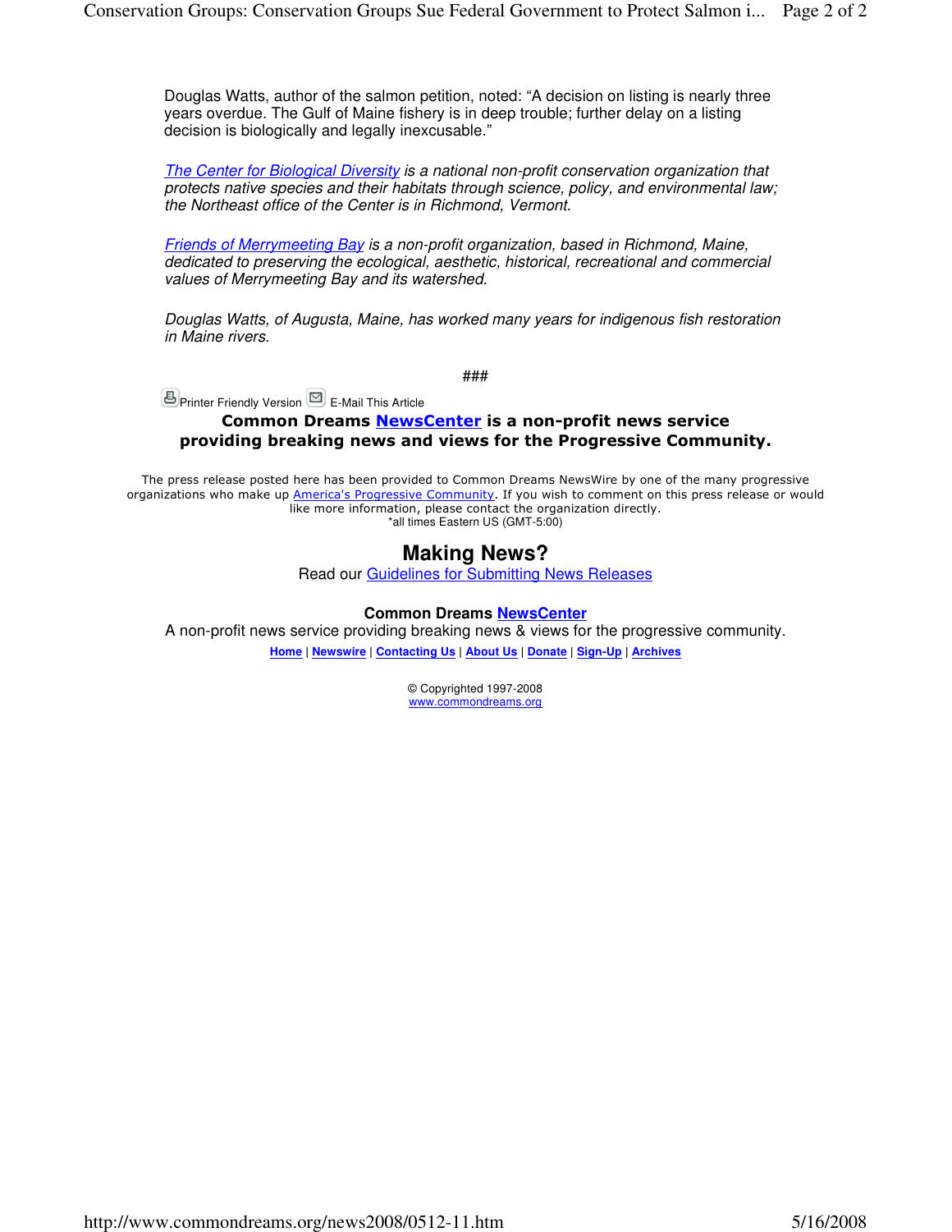Douglas Watts, author of the salmon petition, noted: "A decision on listing is nearly three years overdue. The Gulf of Maine fishery is in deep trouble; further delay on a listing decision is biologically and legally inexcusable."

*The Center for Biological Diversity is a national non-profit conservation organization that protects native species and their habitats through science, policy, and environmental law; the Northeast office of the Center is in Richmond, Vermont.*

*Friends of Merrymeeting Bay is a non-profit organization, based in Richmond, Maine, dedicated to preserving the ecological, aesthetic, historical, recreational and commercial values of Merrymeeting Bay and its watershed.*

*Douglas Watts, of Augusta, Maine, has worked many years for indigenous fish restoration in Maine rivers.*

###

Printer Friendly Version E-Mail This Article

**Common Dreams NewsCenter is a non-profit news service providing breaking news and views for the Progressive Community.**

The press release posted here has been provided to Common Dreams NewsWire by one of the many progressive organizations who make up America's Progressive Community. If you wish to comment on this press release or would like more information, please contact the organization directly.
*all times Eastern US (GMT-5:00)

## Making News?

Read our Guidelines for Submitting News Releases

**Common Dreams NewsCenter**
A non-profit news service providing breaking news & views for the progressive community.

**Home** | **Newswire** | **Contacting Us** | **About Us** | **Donate** | **Sign-Up** | **Archives**

© Copyrighted 1997-2008
www.commondreams.org